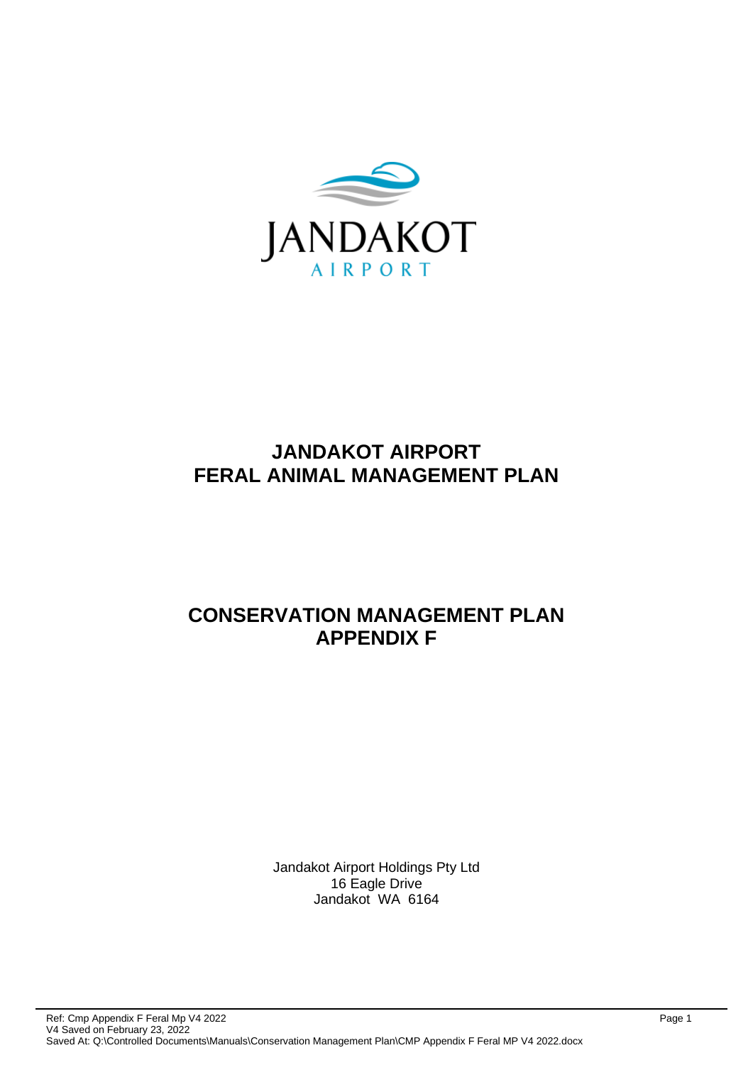JANDAKOT

AIRPORT

# JANDAKOT AIRPORT
# FERAL ANIMAL MANAGEMENT PLAN

# CONSERVATION MANAGEMENT PLAN
# APPENDIX F

Jandakot Airport Holdings Pty Ltd
16 Eagle Drive
Jandakot WA 6164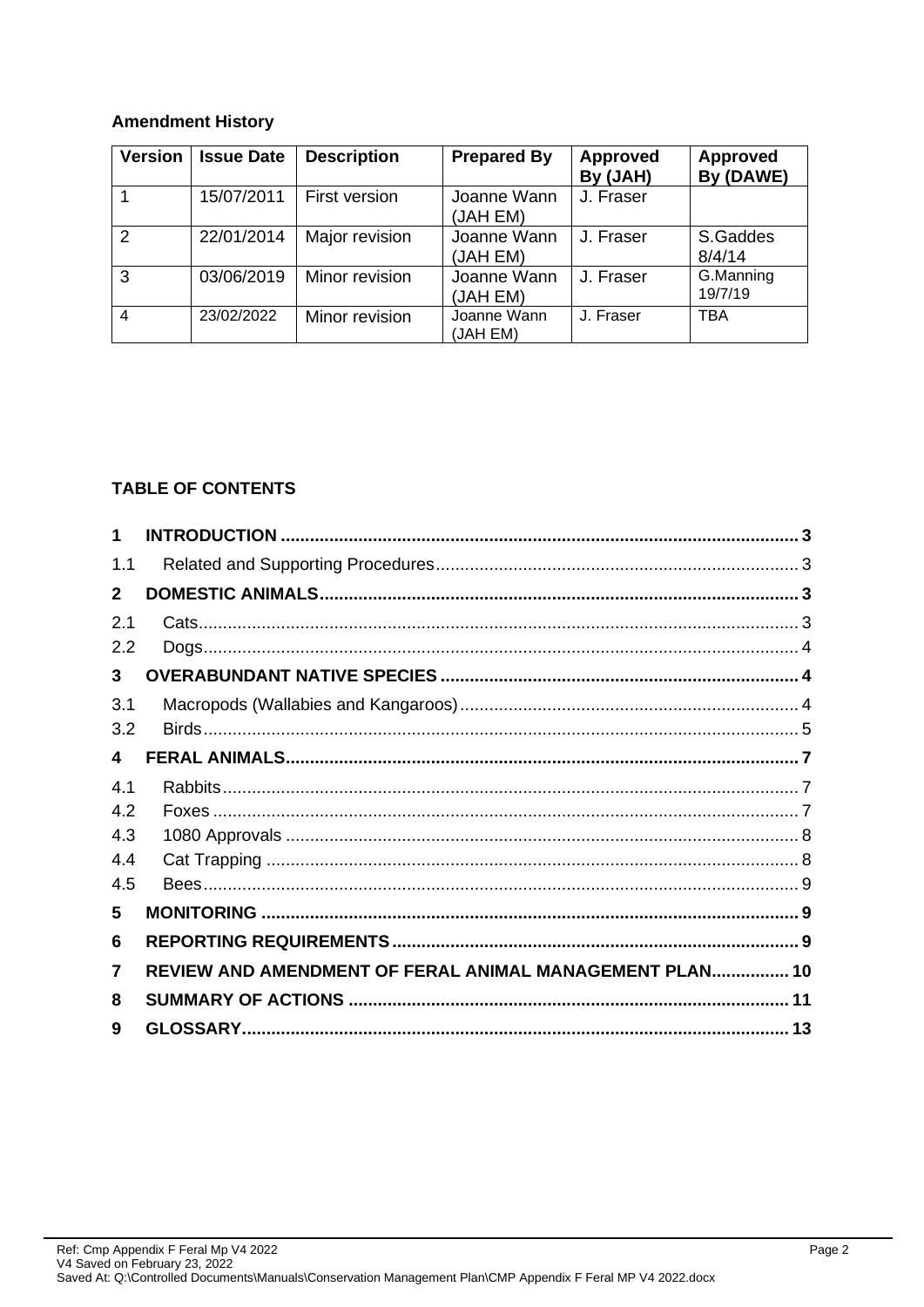**Amendment History**

| Version | Issue Date | Description | Prepared By | Approved By (JAH) | Approved By (DAWE) |
|---|---|---|---|---|---|
| 1 | 15/07/2011 | First version | Joanne Wann (JAH EM) | J. Fraser | |
| 2 | 22/01/2014 | Major revision | Joanne Wann (JAH EM) | J. Fraser | S.Gaddes 8/4/14 |
| 3 | 03/06/2019 | Minor revision | Joanne Wann (JAH EM) | J. Fraser | G.Manning 19/7/19 |
| 4 | 23/02/2022 | Minor revision | Joanne Wann (JAH EM) | J. Fraser | TBA |

**TABLE OF CONTENTS**

| | | |
|---|---|---|
| **1** | **INTRODUCTION** | **3** |
| 1.1 | Related and Supporting Procedures | 3 |
| **2** | **DOMESTIC ANIMALS** | **3** |
| 2.1 | Cats | 3 |
| 2.2 | Dogs | 4 |
| **3** | **OVERABUNDANT NATIVE SPECIES** | **4** |
| 3.1 | Macropods (Wallabies and Kangaroos) | 4 |
| 3.2 | Birds | 5 |
| **4** | **FERAL ANIMALS** | **7** |
| 4.1 | Rabbits | 7 |
| 4.2 | Foxes | 7 |
| 4.3 | 1080 Approvals | 8 |
| 4.4 | Cat Trapping | 8 |
| 4.5 | Bees | 9 |
| **5** | **MONITORING** | **9** |
| **6** | **REPORTING REQUIREMENTS** | **9** |
| **7** | **REVIEW AND AMENDMENT OF FERAL ANIMAL MANAGEMENT PLAN** | **10** |
| **8** | **SUMMARY OF ACTIONS** | **11** |
| **9** | **GLOSSARY** | **13** |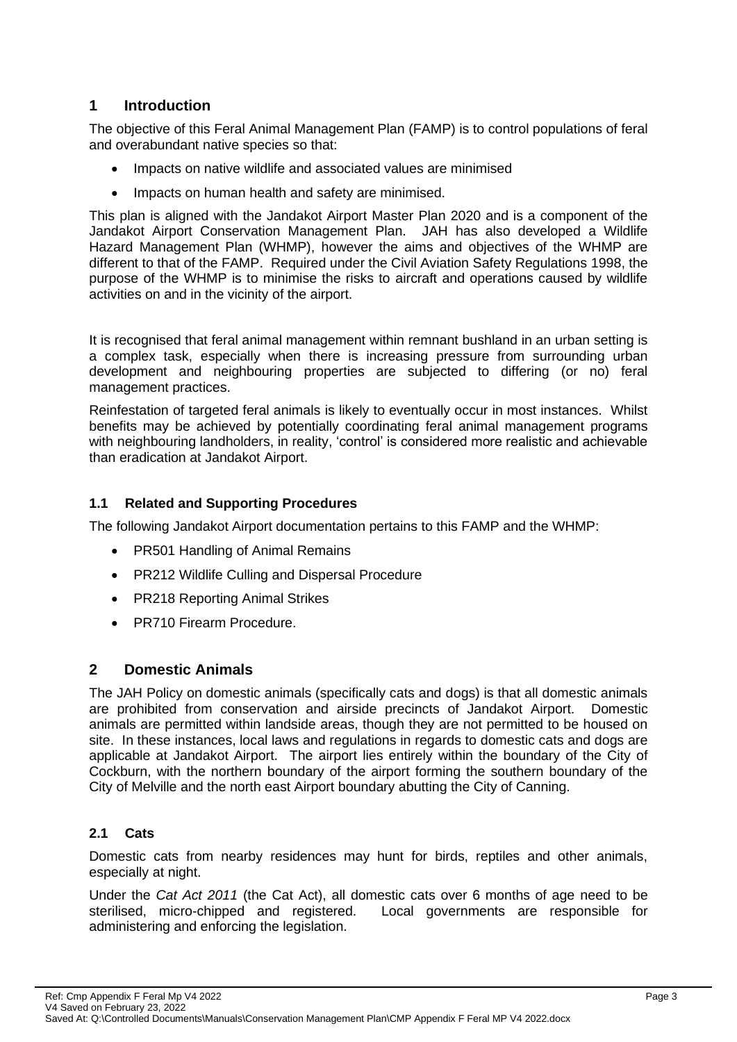# 1 Introduction

The objective of this Feral Animal Management Plan (FAMP) is to control populations of feral and overabundant native species so that:

- Impacts on native wildlife and associated values are minimised
- Impacts on human health and safety are minimised.

This plan is aligned with the Jandakot Airport Master Plan 2020 and is a component of the Jandakot Airport Conservation Management Plan. JAH has also developed a Wildlife Hazard Management Plan (WHMP), however the aims and objectives of the WHMP are different to that of the FAMP. Required under the Civil Aviation Safety Regulations 1998, the purpose of the WHMP is to minimise the risks to aircraft and operations caused by wildlife activities on and in the vicinity of the airport.

It is recognised that feral animal management within remnant bushland in an urban setting is a complex task, especially when there is increasing pressure from surrounding urban development and neighbouring properties are subjected to differing (or no) feral management practices.

Reinfestation of targeted feral animals is likely to eventually occur in most instances. Whilst benefits may be achieved by potentially coordinating feral animal management programs with neighbouring landholders, in reality, 'control' is considered more realistic and achievable than eradication at Jandakot Airport.

## 1.1 Related and Supporting Procedures

The following Jandakot Airport documentation pertains to this FAMP and the WHMP:

- PR501 Handling of Animal Remains
- PR212 Wildlife Culling and Dispersal Procedure
- PR218 Reporting Animal Strikes
- PR710 Firearm Procedure.

# 2 Domestic Animals

The JAH Policy on domestic animals (specifically cats and dogs) is that all domestic animals are prohibited from conservation and airside precincts of Jandakot Airport. Domestic animals are permitted within landside areas, though they are not permitted to be housed on site. In these instances, local laws and regulations in regards to domestic cats and dogs are applicable at Jandakot Airport. The airport lies entirely within the boundary of the City of Cockburn, with the northern boundary of the airport forming the southern boundary of the City of Melville and the north east Airport boundary abutting the City of Canning.

## 2.1 Cats

Domestic cats from nearby residences may hunt for birds, reptiles and other animals, especially at night.

Under the *Cat Act 2011* (the Cat Act), all domestic cats over 6 months of age need to be sterilised, micro-chipped and registered. Local governments are responsible for administering and enforcing the legislation.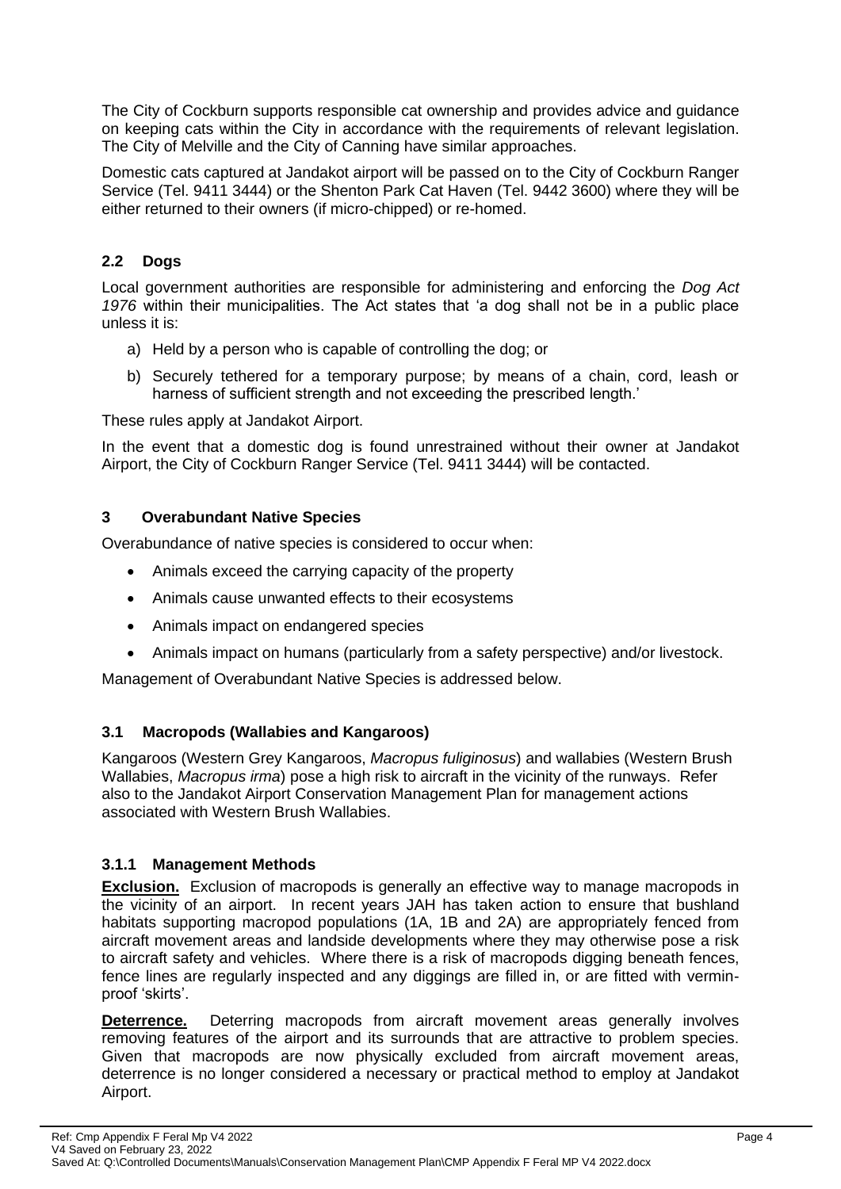The City of Cockburn supports responsible cat ownership and provides advice and guidance on keeping cats within the City in accordance with the requirements of relevant legislation. The City of Melville and the City of Canning have similar approaches.

Domestic cats captured at Jandakot airport will be passed on to the City of Cockburn Ranger Service (Tel. 9411 3444) or the Shenton Park Cat Haven (Tel. 9442 3600) where they will be either returned to their owners (if micro-chipped) or re-homed.

### 2.2 Dogs

Local government authorities are responsible for administering and enforcing the *Dog Act 1976* within their municipalities. The Act states that 'a dog shall not be in a public place unless it is:

a) Held by a person who is capable of controlling the dog; or

b) Securely tethered for a temporary purpose; by means of a chain, cord, leash or harness of sufficient strength and not exceeding the prescribed length.'

These rules apply at Jandakot Airport.

In the event that a domestic dog is found unrestrained without their owner at Jandakot Airport, the City of Cockburn Ranger Service (Tel. 9411 3444) will be contacted.

## 3 Overabundant Native Species

Overabundance of native species is considered to occur when:

- Animals exceed the carrying capacity of the property
- Animals cause unwanted effects to their ecosystems
- Animals impact on endangered species
- Animals impact on humans (particularly from a safety perspective) and/or livestock.

Management of Overabundant Native Species is addressed below.

### 3.1 Macropods (Wallabies and Kangaroos)

Kangaroos (Western Grey Kangaroos, *Macropus fuliginosus*) and wallabies (Western Brush Wallabies, *Macropus irma*) pose a high risk to aircraft in the vicinity of the runways. Refer also to the Jandakot Airport Conservation Management Plan for management actions associated with Western Brush Wallabies.

#### 3.1.1 Management Methods

**Exclusion.** Exclusion of macropods is generally an effective way to manage macropods in the vicinity of an airport. In recent years JAH has taken action to ensure that bushland habitats supporting macropod populations (1A, 1B and 2A) are appropriately fenced from aircraft movement areas and landside developments where they may otherwise pose a risk to aircraft safety and vehicles. Where there is a risk of macropods digging beneath fences, fence lines are regularly inspected and any diggings are filled in, or are fitted with vermin-proof 'skirts'.

**Deterrence.** Deterring macropods from aircraft movement areas generally involves removing features of the airport and its surrounds that are attractive to problem species. Given that macropods are now physically excluded from aircraft movement areas, deterrence is no longer considered a necessary or practical method to employ at Jandakot Airport.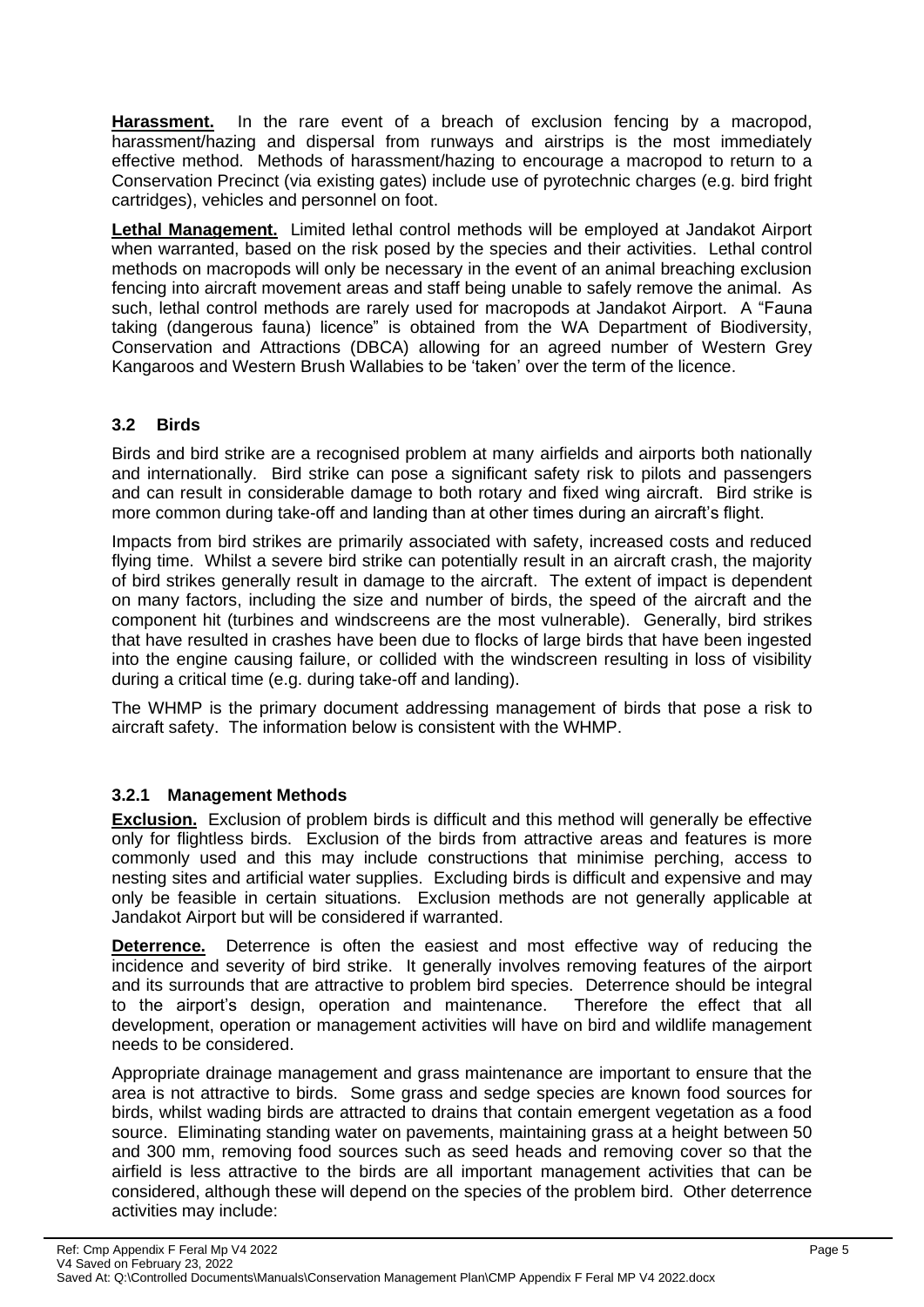**Harassment.** In the rare event of a breach of exclusion fencing by a macropod, harassment/hazing and dispersal from runways and airstrips is the most immediately effective method. Methods of harassment/hazing to encourage a macropod to return to a Conservation Precinct (via existing gates) include use of pyrotechnic charges (e.g. bird fright cartridges), vehicles and personnel on foot.

**Lethal Management.** Limited lethal control methods will be employed at Jandakot Airport when warranted, based on the risk posed by the species and their activities. Lethal control methods on macropods will only be necessary in the event of an animal breaching exclusion fencing into aircraft movement areas and staff being unable to safely remove the animal. As such, lethal control methods are rarely used for macropods at Jandakot Airport. A "Fauna taking (dangerous fauna) licence" is obtained from the WA Department of Biodiversity, Conservation and Attractions (DBCA) allowing for an agreed number of Western Grey Kangaroos and Western Brush Wallabies to be 'taken' over the term of the licence.

### 3.2 Birds

Birds and bird strike are a recognised problem at many airfields and airports both nationally and internationally. Bird strike can pose a significant safety risk to pilots and passengers and can result in considerable damage to both rotary and fixed wing aircraft. Bird strike is more common during take-off and landing than at other times during an aircraft's flight.

Impacts from bird strikes are primarily associated with safety, increased costs and reduced flying time. Whilst a severe bird strike can potentially result in an aircraft crash, the majority of bird strikes generally result in damage to the aircraft. The extent of impact is dependent on many factors, including the size and number of birds, the speed of the aircraft and the component hit (turbines and windscreens are the most vulnerable). Generally, bird strikes that have resulted in crashes have been due to flocks of large birds that have been ingested into the engine causing failure, or collided with the windscreen resulting in loss of visibility during a critical time (e.g. during take-off and landing).

The WHMP is the primary document addressing management of birds that pose a risk to aircraft safety. The information below is consistent with the WHMP.

#### 3.2.1 Management Methods

**Exclusion.** Exclusion of problem birds is difficult and this method will generally be effective only for flightless birds. Exclusion of the birds from attractive areas and features is more commonly used and this may include constructions that minimise perching, access to nesting sites and artificial water supplies. Excluding birds is difficult and expensive and may only be feasible in certain situations. Exclusion methods are not generally applicable at Jandakot Airport but will be considered if warranted.

**Deterrence.** Deterrence is often the easiest and most effective way of reducing the incidence and severity of bird strike. It generally involves removing features of the airport and its surrounds that are attractive to problem bird species. Deterrence should be integral to the airport's design, operation and maintenance. Therefore the effect that all development, operation or management activities will have on bird and wildlife management needs to be considered.

Appropriate drainage management and grass maintenance are important to ensure that the area is not attractive to birds. Some grass and sedge species are known food sources for birds, whilst wading birds are attracted to drains that contain emergent vegetation as a food source. Eliminating standing water on pavements, maintaining grass at a height between 50 and 300 mm, removing food sources such as seed heads and removing cover so that the airfield is less attractive to the birds are all important management activities that can be considered, although these will depend on the species of the problem bird. Other deterrence activities may include: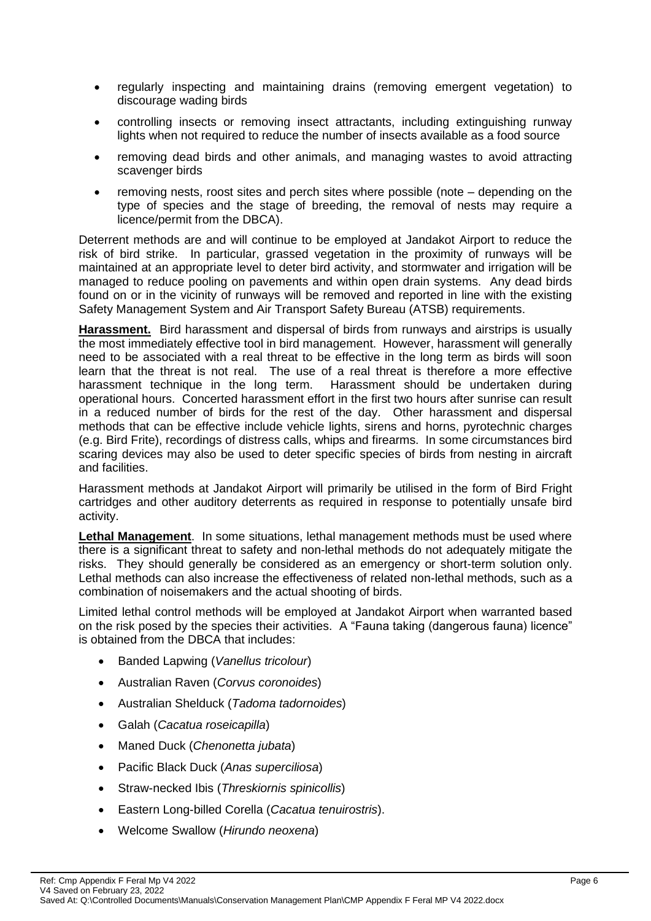- regularly inspecting and maintaining drains (removing emergent vegetation) to discourage wading birds
- controlling insects or removing insect attractants, including extinguishing runway lights when not required to reduce the number of insects available as a food source
- removing dead birds and other animals, and managing wastes to avoid attracting scavenger birds
- removing nests, roost sites and perch sites where possible (note – depending on the type of species and the stage of breeding, the removal of nests may require a licence/permit from the DBCA).

Deterrent methods are and will continue to be employed at Jandakot Airport to reduce the risk of bird strike. In particular, grassed vegetation in the proximity of runways will be maintained at an appropriate level to deter bird activity, and stormwater and irrigation will be managed to reduce pooling on pavements and within open drain systems. Any dead birds found on or in the vicinity of runways will be removed and reported in line with the existing Safety Management System and Air Transport Safety Bureau (ATSB) requirements.

**Harassment.** Bird harassment and dispersal of birds from runways and airstrips is usually the most immediately effective tool in bird management. However, harassment will generally need to be associated with a real threat to be effective in the long term as birds will soon learn that the threat is not real. The use of a real threat is therefore a more effective harassment technique in the long term. Harassment should be undertaken during operational hours. Concerted harassment effort in the first two hours after sunrise can result in a reduced number of birds for the rest of the day. Other harassment and dispersal methods that can be effective include vehicle lights, sirens and horns, pyrotechnic charges (e.g. Bird Frite), recordings of distress calls, whips and firearms. In some circumstances bird scaring devices may also be used to deter specific species of birds from nesting in aircraft and facilities.

Harassment methods at Jandakot Airport will primarily be utilised in the form of Bird Fright cartridges and other auditory deterrents as required in response to potentially unsafe bird activity.

**Lethal Management**. In some situations, lethal management methods must be used where there is a significant threat to safety and non-lethal methods do not adequately mitigate the risks. They should generally be considered as an emergency or short-term solution only. Lethal methods can also increase the effectiveness of related non-lethal methods, such as a combination of noisemakers and the actual shooting of birds.

Limited lethal control methods will be employed at Jandakot Airport when warranted based on the risk posed by the species their activities. A "Fauna taking (dangerous fauna) licence" is obtained from the DBCA that includes:

- Banded Lapwing (*Vanellus tricolour*)
- Australian Raven (*Corvus coronoides*)
- Australian Shelduck (*Tadoma tadornoides*)
- Galah (*Cacatua roseicapilla*)
- Maned Duck (*Chenonetta jubata*)
- Pacific Black Duck (*Anas superciliosa*)
- Straw-necked Ibis (*Threskiornis spinicollis*)
- Eastern Long-billed Corella (*Cacatua tenuirostris*).
- Welcome Swallow (*Hirundo neoxena*)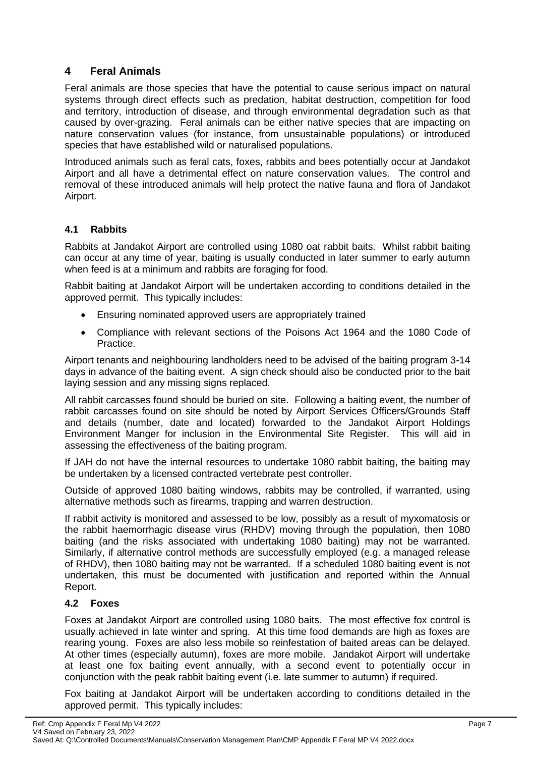# 4 Feral Animals

Feral animals are those species that have the potential to cause serious impact on natural systems through direct effects such as predation, habitat destruction, competition for food and territory, introduction of disease, and through environmental degradation such as that caused by over-grazing. Feral animals can be either native species that are impacting on nature conservation values (for instance, from unsustainable populations) or introduced species that have established wild or naturalised populations.

Introduced animals such as feral cats, foxes, rabbits and bees potentially occur at Jandakot Airport and all have a detrimental effect on nature conservation values. The control and removal of these introduced animals will help protect the native fauna and flora of Jandakot Airport.

## 4.1 Rabbits

Rabbits at Jandakot Airport are controlled using 1080 oat rabbit baits. Whilst rabbit baiting can occur at any time of year, baiting is usually conducted in later summer to early autumn when feed is at a minimum and rabbits are foraging for food.

Rabbit baiting at Jandakot Airport will be undertaken according to conditions detailed in the approved permit. This typically includes:

- Ensuring nominated approved users are appropriately trained
- Compliance with relevant sections of the Poisons Act 1964 and the 1080 Code of Practice.

Airport tenants and neighbouring landholders need to be advised of the baiting program 3-14 days in advance of the baiting event. A sign check should also be conducted prior to the bait laying session and any missing signs replaced.

All rabbit carcasses found should be buried on site. Following a baiting event, the number of rabbit carcasses found on site should be noted by Airport Services Officers/Grounds Staff and details (number, date and located) forwarded to the Jandakot Airport Holdings Environment Manger for inclusion in the Environmental Site Register. This will aid in assessing the effectiveness of the baiting program.

If JAH do not have the internal resources to undertake 1080 rabbit baiting, the baiting may be undertaken by a licensed contracted vertebrate pest controller.

Outside of approved 1080 baiting windows, rabbits may be controlled, if warranted, using alternative methods such as firearms, trapping and warren destruction.

If rabbit activity is monitored and assessed to be low, possibly as a result of myxomatosis or the rabbit haemorrhagic disease virus (RHDV) moving through the population, then 1080 baiting (and the risks associated with undertaking 1080 baiting) may not be warranted. Similarly, if alternative control methods are successfully employed (e.g. a managed release of RHDV), then 1080 baiting may not be warranted. If a scheduled 1080 baiting event is not undertaken, this must be documented with justification and reported within the Annual Report.

## 4.2 Foxes

Foxes at Jandakot Airport are controlled using 1080 baits. The most effective fox control is usually achieved in late winter and spring. At this time food demands are high as foxes are rearing young. Foxes are also less mobile so reinfestation of baited areas can be delayed. At other times (especially autumn), foxes are more mobile. Jandakot Airport will undertake at least one fox baiting event annually, with a second event to potentially occur in conjunction with the peak rabbit baiting event (i.e. late summer to autumn) if required.

Fox baiting at Jandakot Airport will be undertaken according to conditions detailed in the approved permit. This typically includes: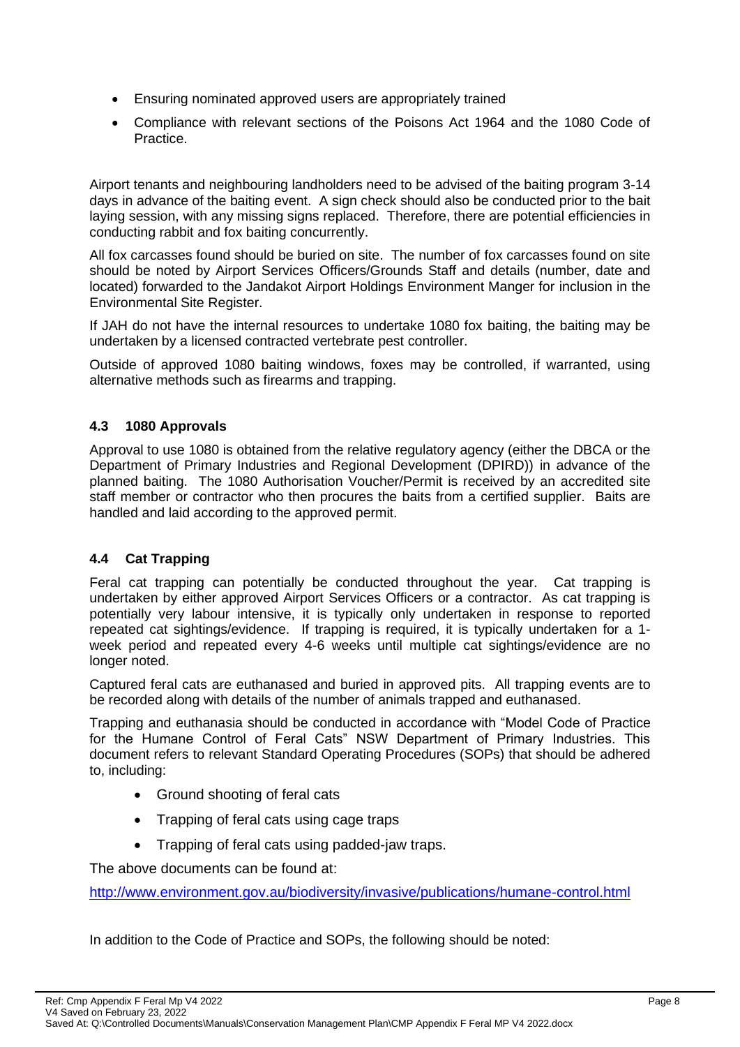- Ensuring nominated approved users are appropriately trained
- Compliance with relevant sections of the Poisons Act 1964 and the 1080 Code of Practice.

Airport tenants and neighbouring landholders need to be advised of the baiting program 3-14 days in advance of the baiting event. A sign check should also be conducted prior to the bait laying session, with any missing signs replaced. Therefore, there are potential efficiencies in conducting rabbit and fox baiting concurrently.

All fox carcasses found should be buried on site. The number of fox carcasses found on site should be noted by Airport Services Officers/Grounds Staff and details (number, date and located) forwarded to the Jandakot Airport Holdings Environment Manger for inclusion in the Environmental Site Register.

If JAH do not have the internal resources to undertake 1080 fox baiting, the baiting may be undertaken by a licensed contracted vertebrate pest controller.

Outside of approved 1080 baiting windows, foxes may be controlled, if warranted, using alternative methods such as firearms and trapping.

### 4.3 1080 Approvals

Approval to use 1080 is obtained from the relative regulatory agency (either the DBCA or the Department of Primary Industries and Regional Development (DPIRD)) in advance of the planned baiting. The 1080 Authorisation Voucher/Permit is received by an accredited site staff member or contractor who then procures the baits from a certified supplier. Baits are handled and laid according to the approved permit.

### 4.4 Cat Trapping

Feral cat trapping can potentially be conducted throughout the year. Cat trapping is undertaken by either approved Airport Services Officers or a contractor. As cat trapping is potentially very labour intensive, it is typically only undertaken in response to reported repeated cat sightings/evidence. If trapping is required, it is typically undertaken for a 1-week period and repeated every 4-6 weeks until multiple cat sightings/evidence are no longer noted.

Captured feral cats are euthanased and buried in approved pits. All trapping events are to be recorded along with details of the number of animals trapped and euthanased.

Trapping and euthanasia should be conducted in accordance with "Model Code of Practice for the Humane Control of Feral Cats" NSW Department of Primary Industries. This document refers to relevant Standard Operating Procedures (SOPs) that should be adhered to, including:

- Ground shooting of feral cats
- Trapping of feral cats using cage traps
- Trapping of feral cats using padded-jaw traps.

The above documents can be found at:

http://www.environment.gov.au/biodiversity/invasive/publications/humane-control.html

In addition to the Code of Practice and SOPs, the following should be noted: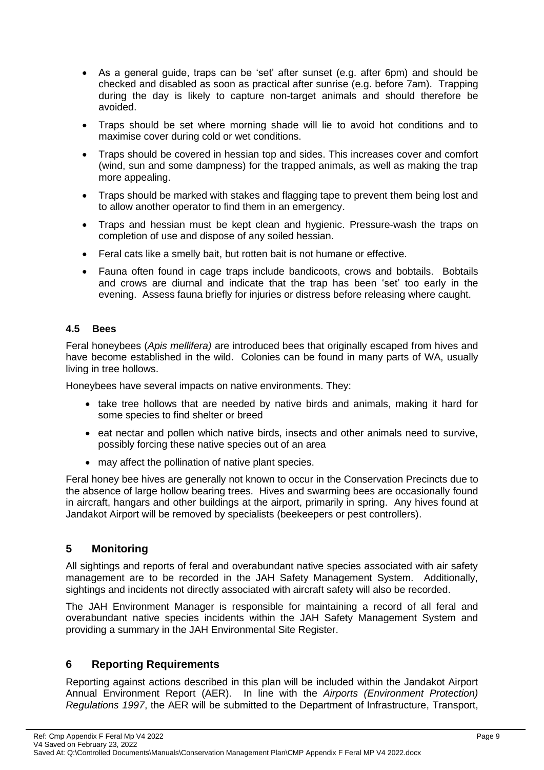- As a general guide, traps can be 'set' after sunset (e.g. after 6pm) and should be checked and disabled as soon as practical after sunrise (e.g. before 7am). Trapping during the day is likely to capture non-target animals and should therefore be avoided.
- Traps should be set where morning shade will lie to avoid hot conditions and to maximise cover during cold or wet conditions.
- Traps should be covered in hessian top and sides. This increases cover and comfort (wind, sun and some dampness) for the trapped animals, as well as making the trap more appealing.
- Traps should be marked with stakes and flagging tape to prevent them being lost and to allow another operator to find them in an emergency.
- Traps and hessian must be kept clean and hygienic. Pressure-wash the traps on completion of use and dispose of any soiled hessian.
- Feral cats like a smelly bait, but rotten bait is not humane or effective.
- Fauna often found in cage traps include bandicoots, crows and bobtails. Bobtails and crows are diurnal and indicate that the trap has been 'set' too early in the evening. Assess fauna briefly for injuries or distress before releasing where caught.

### 4.5 Bees

Feral honeybees (*Apis mellifera)* are introduced bees that originally escaped from hives and have become established in the wild. Colonies can be found in many parts of WA, usually living in tree hollows.

Honeybees have several impacts on native environments. They:

- take tree hollows that are needed by native birds and animals, making it hard for some species to find shelter or breed
- eat nectar and pollen which native birds, insects and other animals need to survive, possibly forcing these native species out of an area
- may affect the pollination of native plant species.

Feral honey bee hives are generally not known to occur in the Conservation Precincts due to the absence of large hollow bearing trees. Hives and swarming bees are occasionally found in aircraft, hangars and other buildings at the airport, primarily in spring. Any hives found at Jandakot Airport will be removed by specialists (beekeepers or pest controllers).

## 5 Monitoring

All sightings and reports of feral and overabundant native species associated with air safety management are to be recorded in the JAH Safety Management System. Additionally, sightings and incidents not directly associated with aircraft safety will also be recorded.

The JAH Environment Manager is responsible for maintaining a record of all feral and overabundant native species incidents within the JAH Safety Management System and providing a summary in the JAH Environmental Site Register.

## 6 Reporting Requirements

Reporting against actions described in this plan will be included within the Jandakot Airport Annual Environment Report (AER). In line with the *Airports (Environment Protection) Regulations 1997*, the AER will be submitted to the Department of Infrastructure, Transport,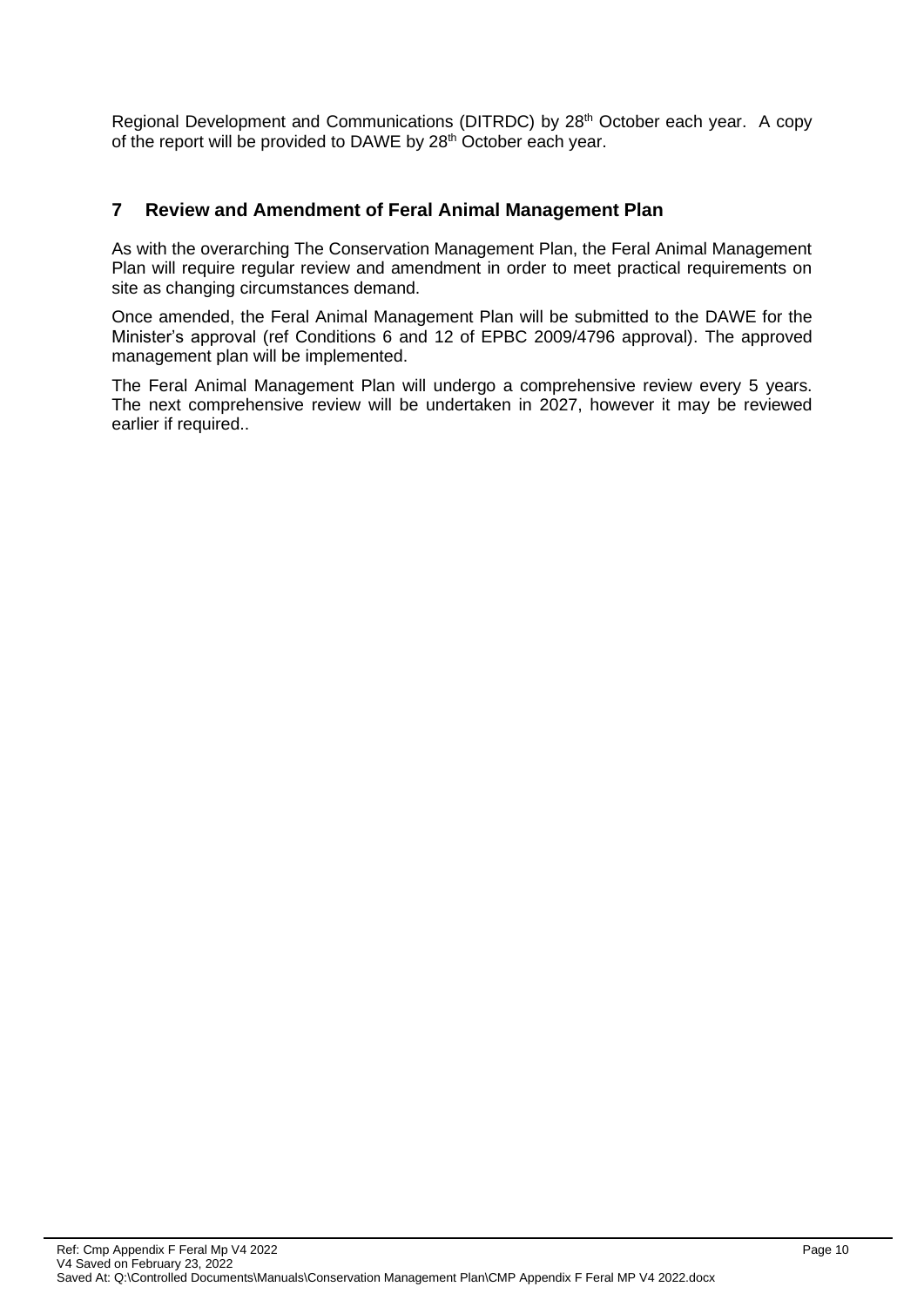Regional Development and Communications (DITRDC) by 28th October each year. A copy of the report will be provided to DAWE by 28th October each year.

## 7 Review and Amendment of Feral Animal Management Plan

As with the overarching The Conservation Management Plan, the Feral Animal Management Plan will require regular review and amendment in order to meet practical requirements on site as changing circumstances demand.

Once amended, the Feral Animal Management Plan will be submitted to the DAWE for the Minister's approval (ref Conditions 6 and 12 of EPBC 2009/4796 approval). The approved management plan will be implemented.

The Feral Animal Management Plan will undergo a comprehensive review every 5 years. The next comprehensive review will be undertaken in 2027, however it may be reviewed earlier if required..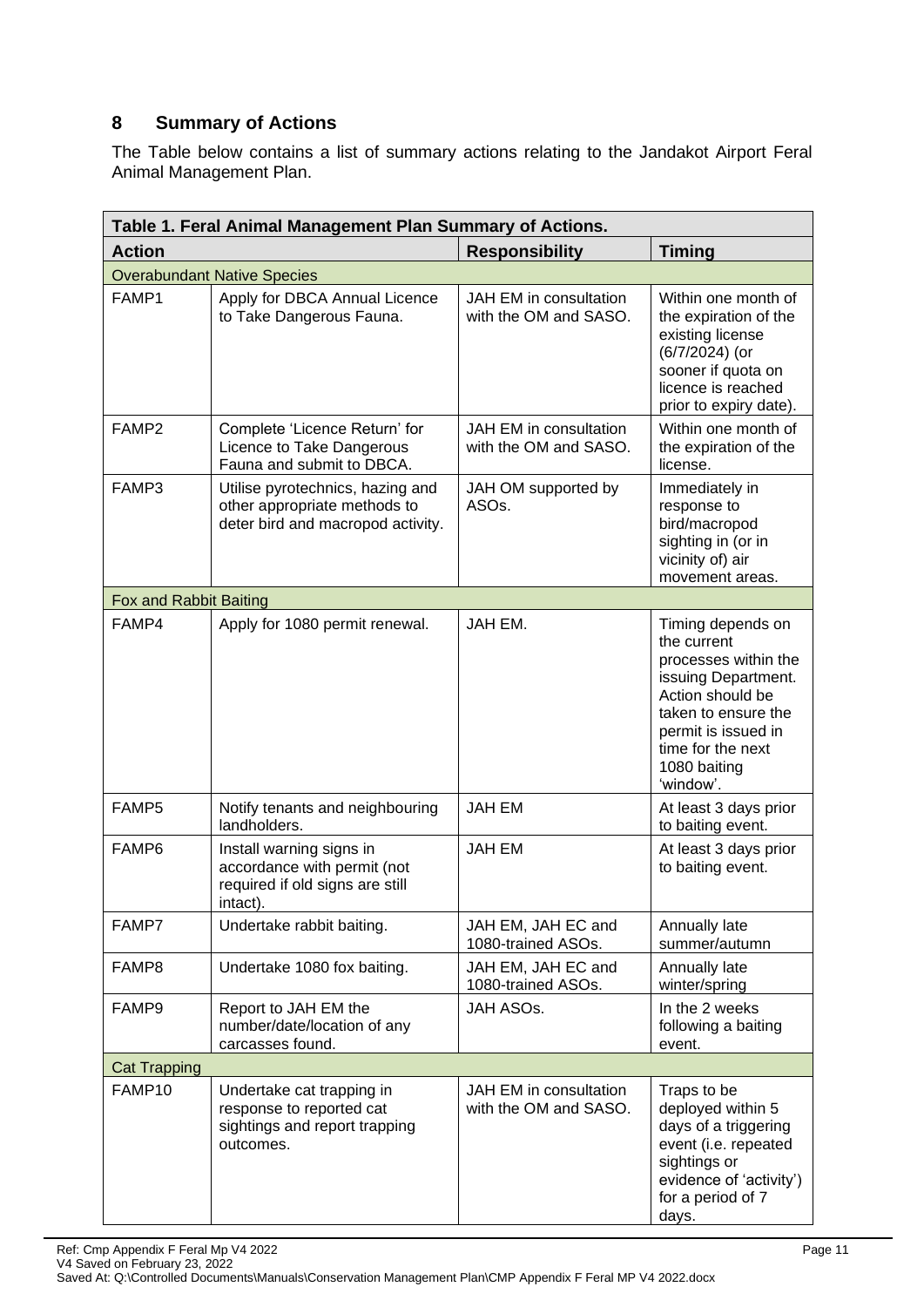## 8 Summary of Actions

The Table below contains a list of summary actions relating to the Jandakot Airport Feral Animal Management Plan.

**Table 1. Feral Animal Management Plan Summary of Actions.**

| Action | | Responsibility | Timing |
|---|---|---|---|
| Overabundant Native Species | | | |
| FAMP1 | Apply for DBCA Annual Licence to Take Dangerous Fauna. | JAH EM in consultation with the OM and SASO. | Within one month of the expiration of the existing license (6/7/2024) (or sooner if quota on licence is reached prior to expiry date). |
| FAMP2 | Complete 'Licence Return' for Licence to Take Dangerous Fauna and submit to DBCA. | JAH EM in consultation with the OM and SASO. | Within one month of the expiration of the license. |
| FAMP3 | Utilise pyrotechnics, hazing and other appropriate methods to deter bird and macropod activity. | JAH OM supported by ASOs. | Immediately in response to bird/macropod sighting in (or in vicinity of) air movement areas. |
| Fox and Rabbit Baiting | | | |
| FAMP4 | Apply for 1080 permit renewal. | JAH EM. | Timing depends on the current processes within the issuing Department. Action should be taken to ensure the permit is issued in time for the next 1080 baiting 'window'. |
| FAMP5 | Notify tenants and neighbouring landholders. | JAH EM | At least 3 days prior to baiting event. |
| FAMP6 | Install warning signs in accordance with permit (not required if old signs are still intact). | JAH EM | At least 3 days prior to baiting event. |
| FAMP7 | Undertake rabbit baiting. | JAH EM, JAH EC and 1080-trained ASOs. | Annually late summer/autumn |
| FAMP8 | Undertake 1080 fox baiting. | JAH EM, JAH EC and 1080-trained ASOs. | Annually late winter/spring |
| FAMP9 | Report to JAH EM the number/date/location of any carcasses found. | JAH ASOs. | In the 2 weeks following a baiting event. |
| Cat Trapping | | | |
| FAMP10 | Undertake cat trapping in response to reported cat sightings and report trapping outcomes. | JAH EM in consultation with the OM and SASO. | Traps to be deployed within 5 days of a triggering event (i.e. repeated sightings or evidence of 'activity') for a period of 7 days. |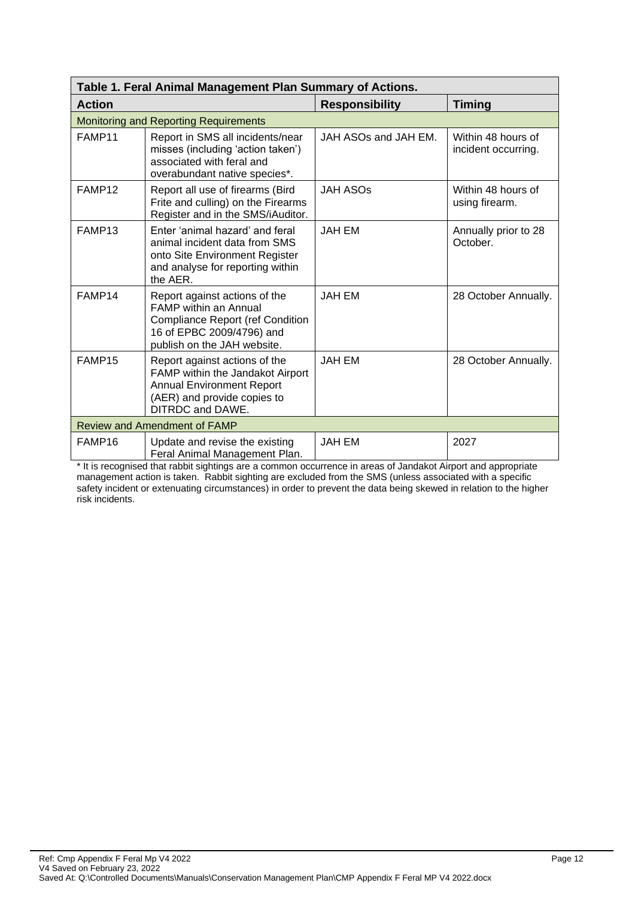| **Table 1. Feral Animal Management Plan Summary of Actions.** | | | |
|---|---|---|---|
| **Action** | | **Responsibility** | **Timing** |
| Monitoring and Reporting Requirements | | | |
| FAMP11 | Report in SMS all incidents/near misses (including 'action taken') associated with feral and overabundant native species*. | JAH ASOs and JAH EM. | Within 48 hours of incident occurring. |
| FAMP12 | Report all use of firearms (Bird Frite and culling) on the Firearms Register and in the SMS/iAuditor. | JAH ASOs | Within 48 hours of using firearm. |
| FAMP13 | Enter 'animal hazard' and feral animal incident data from SMS onto Site Environment Register and analyse for reporting within the AER. | JAH EM | Annually prior to 28 October. |
| FAMP14 | Report against actions of the FAMP within an Annual Compliance Report (ref Condition 16 of EPBC 2009/4796) and publish on the JAH website. | JAH EM | 28 October Annually. |
| FAMP15 | Report against actions of the FAMP within the Jandakot Airport Annual Environment Report (AER) and provide copies to DITRDC and DAWE. | JAH EM | 28 October Annually. |
| Review and Amendment of FAMP | | | |
| FAMP16 | Update and revise the existing Feral Animal Management Plan. | JAH EM | 2027 |

* It is recognised that rabbit sightings are a common occurrence in areas of Jandakot Airport and appropriate management action is taken. Rabbit sighting are excluded from the SMS (unless associated with a specific safety incident or extenuating circumstances) in order to prevent the data being skewed in relation to the higher risk incidents.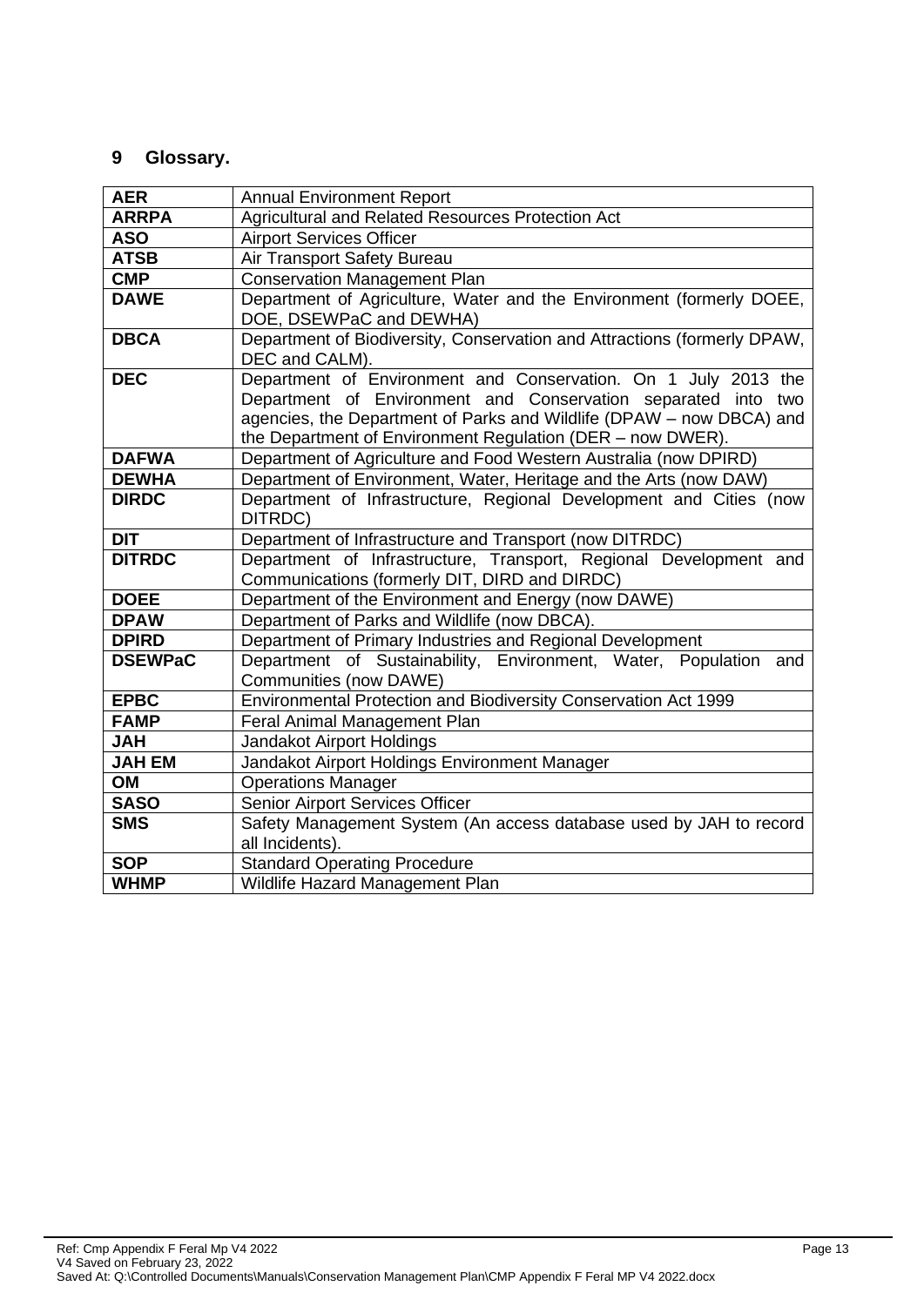## 9 Glossary.

| | |
|---|---|
| **AER** | Annual Environment Report |
| **ARRPA** | Agricultural and Related Resources Protection Act |
| **ASO** | Airport Services Officer |
| **ATSB** | Air Transport Safety Bureau |
| **CMP** | Conservation Management Plan |
| **DAWE** | Department of Agriculture, Water and the Environment (formerly DOEE, DOE, DSEWPaC and DEWHA) |
| **DBCA** | Department of Biodiversity, Conservation and Attractions (formerly DPAW, DEC and CALM). |
| **DEC** | Department of Environment and Conservation. On 1 July 2013 the Department of Environment and Conservation separated into two agencies, the Department of Parks and Wildlife (DPAW – now DBCA) and the Department of Environment Regulation (DER – now DWER). |
| **DAFWA** | Department of Agriculture and Food Western Australia (now DPIRD) |
| **DEWHA** | Department of Environment, Water, Heritage and the Arts (now DAW) |
| **DIRDC** | Department of Infrastructure, Regional Development and Cities (now DITRDC) |
| **DIT** | Department of Infrastructure and Transport (now DITRDC) |
| **DITRDC** | Department of Infrastructure, Transport, Regional Development and Communications (formerly DIT, DIRD and DIRDC) |
| **DOEE** | Department of the Environment and Energy (now DAWE) |
| **DPAW** | Department of Parks and Wildlife (now DBCA). |
| **DPIRD** | Department of Primary Industries and Regional Development |
| **DSEWPaC** | Department of Sustainability, Environment, Water, Population and Communities (now DAWE) |
| **EPBC** | Environmental Protection and Biodiversity Conservation Act 1999 |
| **FAMP** | Feral Animal Management Plan |
| **JAH** | Jandakot Airport Holdings |
| **JAH EM** | Jandakot Airport Holdings Environment Manager |
| **OM** | Operations Manager |
| **SASO** | Senior Airport Services Officer |
| **SMS** | Safety Management System (An access database used by JAH to record all Incidents). |
| **SOP** | Standard Operating Procedure |
| **WHMP** | Wildlife Hazard Management Plan |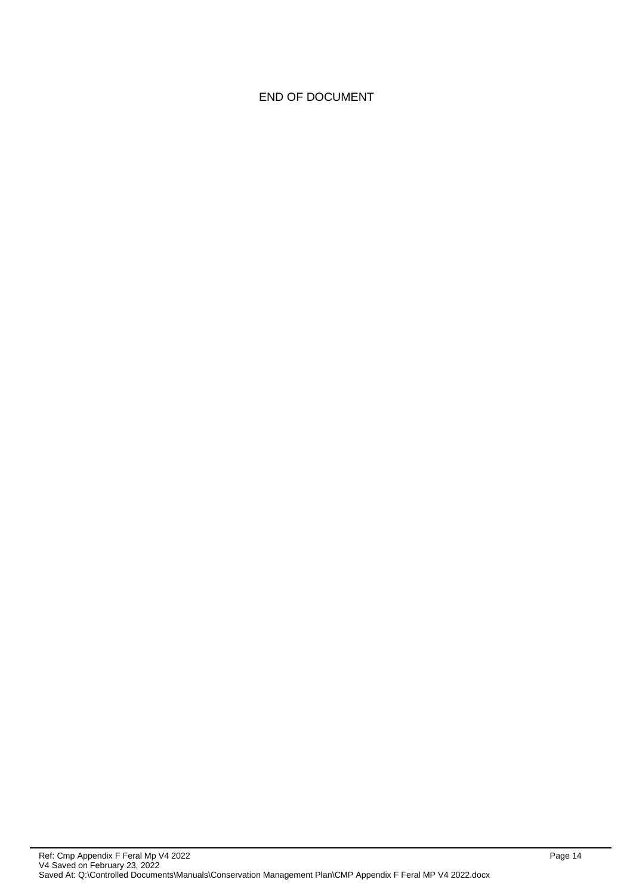END OF DOCUMENT